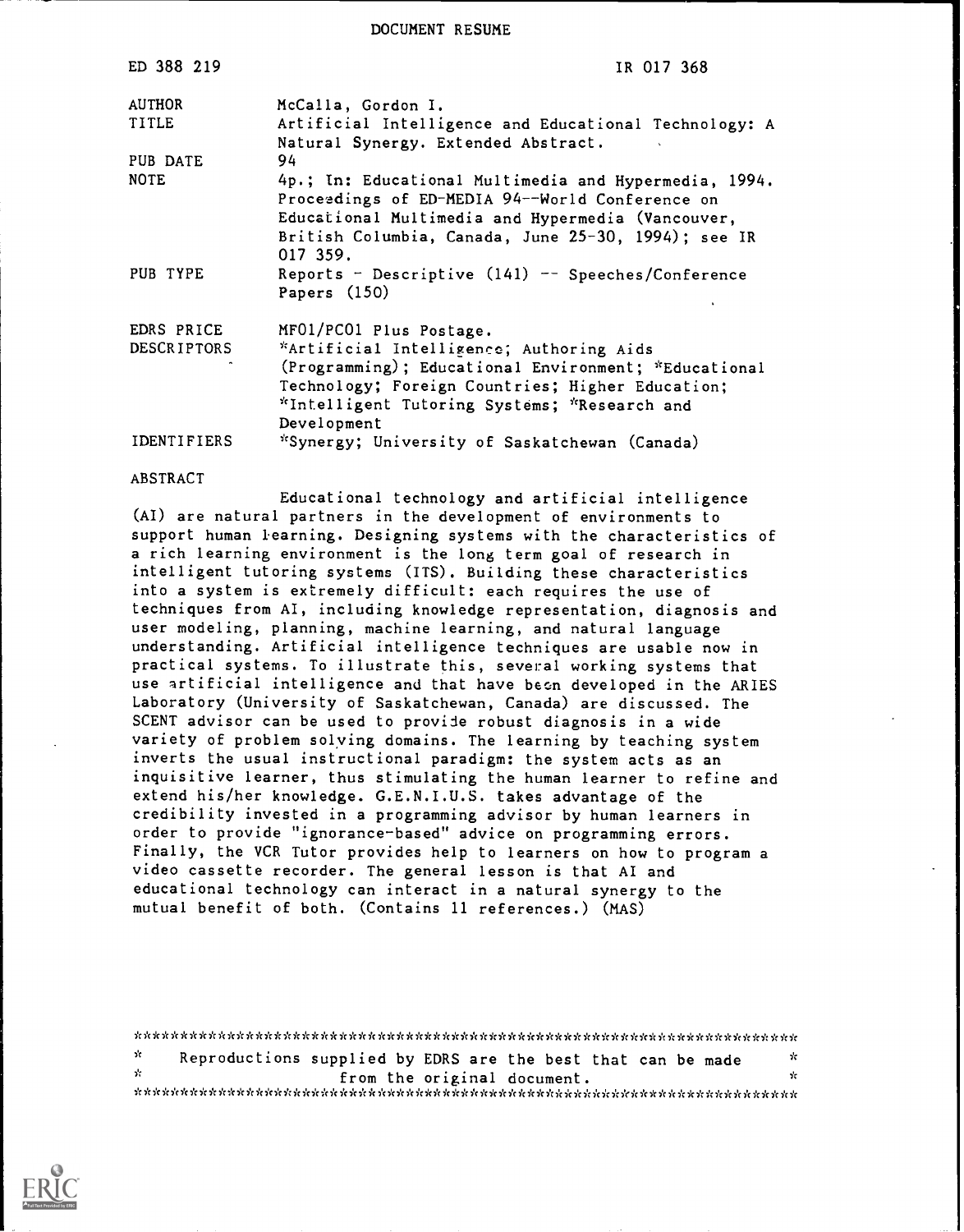DOCUMENT RESUME

| | |
|---|---|
| ED 388 219 | IR 017 368 |
| AUTHOR | McCalla, Gordon I. |
| TITLE | Artificial Intelligence and Educational Technology: A Natural Synergy. Extended Abstract. |
| PUB DATE | 94 |
| NOTE | 4p.; In: Educational Multimedia and Hypermedia, 1994. Proceedings of ED-MEDIA 94--World Conference on Educational Multimedia and Hypermedia (Vancouver, British Columbia, Canada, June 25-30, 1994); see IR 017 359. |
| PUB TYPE | Reports - Descriptive (141) -- Speeches/Conference Papers (150) |
| EDRS PRICE | MF01/PC01 Plus Postage. |
| DESCRIPTORS | *Artificial Intelligence; Authoring Aids (Programming); Educational Environment; *Educational Technology; Foreign Countries; Higher Education; *Intelligent Tutoring Systems; *Research and Development |
| IDENTIFIERS | *Synergy; University of Saskatchewan (Canada) |

ABSTRACT

Educational technology and artificial intelligence (AI) are natural partners in the development of environments to support human learning. Designing systems with the characteristics of a rich learning environment is the long term goal of research in intelligent tutoring systems (ITS). Building these characteristics into a system is extremely difficult: each requires the use of techniques from AI, including knowledge representation, diagnosis and user modeling, planning, machine learning, and natural language understanding. Artificial intelligence techniques are usable now in practical systems. To illustrate this, several working systems that use artificial intelligence and that have been developed in the ARIES Laboratory (University of Saskatchewan, Canada) are discussed. The SCENT advisor can be used to provide robust diagnosis in a wide variety of problem solving domains. The learning by teaching system inverts the usual instructional paradigm: the system acts as an inquisitive learner, thus stimulating the human learner to refine and extend his/her knowledge. G.E.N.I.U.S. takes advantage of the credibility invested in a programming advisor by human learners in order to provide "ignorance-based" advice on programming errors. Finally, the VCR Tutor provides help to learners on how to program a video cassette recorder. The general lesson is that AI and educational technology can interact in a natural synergy to the mutual benefit of both. (Contains 11 references.) (MAS)

***********************************************************************

* Reproductions supplied by EDRS are the best that can be made *
* from the original document. *

***********************************************************************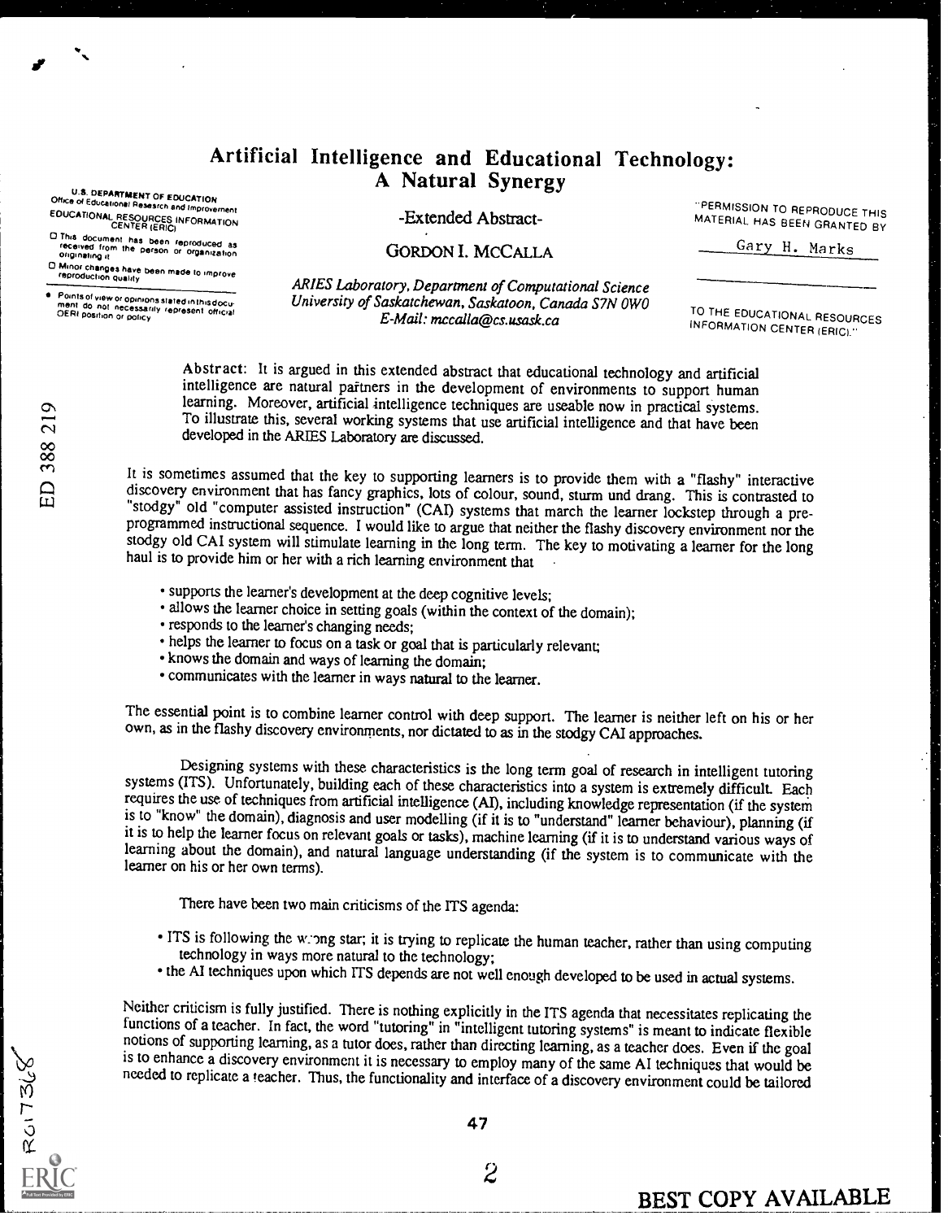# Artificial Intelligence and Educational Technology: A Natural Synergy

-Extended Abstract-

GORDON I. MCCALLA

*ARIES Laboratory, Department of Computational Science*
*University of Saskatchewan, Saskatoon, Canada S7N 0W0*
*E-Mail: mccalla@cs.usask.ca*

Abstract: It is argued in this extended abstract that educational technology and artificial intelligence are natural partners in the development of environments to support human learning. Moreover, artificial intelligence techniques are useable now in practical systems. To illustrate this, several working systems that use artificial intelligence and that have been developed in the ARIES Laboratory are discussed.

It is sometimes assumed that the key to supporting learners is to provide them with a "flashy" interactive discovery environment that has fancy graphics, lots of colour, sound, sturm und drang. This is contrasted to "stodgy" old "computer assisted instruction" (CAI) systems that march the learner lockstep through a pre-programmed instructional sequence. I would like to argue that neither the flashy discovery environment nor the stodgy old CAI system will stimulate learning in the long term. The key to motivating a learner for the long haul is to provide him or her with a rich learning environment that

- supports the learner's development at the deep cognitive levels;
- allows the learner choice in setting goals (within the context of the domain);
- responds to the learner's changing needs;
- helps the learner to focus on a task or goal that is particularly relevant;
- knows the domain and ways of learning the domain;
- communicates with the learner in ways natural to the learner.

The essential point is to combine learner control with deep support. The learner is neither left on his or her own, as in the flashy discovery environments, nor dictated to as in the stodgy CAI approaches.

Designing systems with these characteristics is the long term goal of research in intelligent tutoring systems (ITS). Unfortunately, building each of these characteristics into a system is extremely difficult. Each requires the use of techniques from artificial intelligence (AI), including knowledge representation (if the system is to "know" the domain), diagnosis and user modelling (if it is to "understand" learner behaviour), planning (if it is to help the learner focus on relevant goals or tasks), machine learning (if it is to understand various ways of learning about the domain), and natural language understanding (if the system is to communicate with the learner on his or her own terms).

There have been two main criticisms of the ITS agenda:

- ITS is following the wrong star; it is trying to replicate the human teacher, rather than using computing technology in ways more natural to the technology;
- the AI techniques upon which ITS depends are not well enough developed to be used in actual systems.

Neither criticism is fully justified. There is nothing explicitly in the ITS agenda that necessitates replicating the functions of a teacher. In fact, the word "tutoring" in "intelligent tutoring systems" is meant to indicate flexible notions of supporting learning, as a tutor does, rather than directing learning, as a teacher does. Even if the goal is to enhance a discovery environment it is necessary to employ many of the same AI techniques that would be needed to replicate a teacher. Thus, the functionality and interface of a discovery environment could be tailored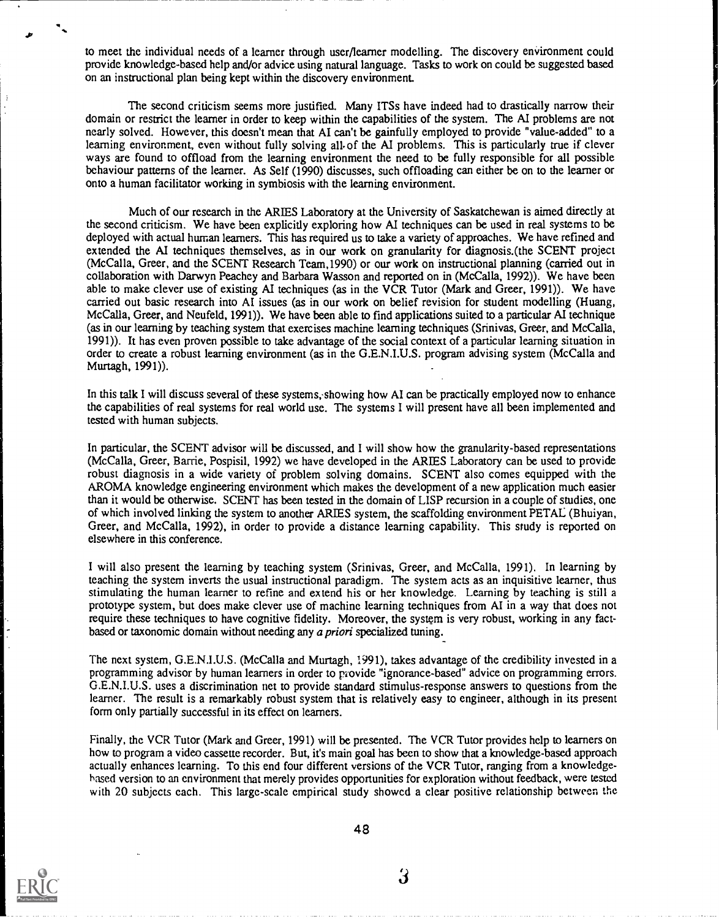to meet the individual needs of a learner through user/learner modelling. The discovery environment could provide knowledge-based help and/or advice using natural language. Tasks to work on could be suggested based on an instructional plan being kept within the discovery environment.

The second criticism seems more justified. Many ITSs have indeed had to drastically narrow their domain or restrict the learner in order to keep within the capabilities of the system. The AI problems are not nearly solved. However, this doesn't mean that AI can't be gainfully employed to provide "value-added" to a learning environment, even without fully solving all of the AI problems. This is particularly true if clever ways are found to offload from the learning environment the need to be fully responsible for all possible behaviour patterns of the learner. As Self (1990) discusses, such offloading can either be on to the learner or onto a human facilitator working in symbiosis with the learning environment.

Much of our research in the ARIES Laboratory at the University of Saskatchewan is aimed directly at the second criticism. We have been explicitly exploring how AI techniques can be used in real systems to be deployed with actual human learners. This has required us to take a variety of approaches. We have refined and extended the AI techniques themselves, as in our work on granularity for diagnosis.(the SCENT project (McCalla, Greer, and the SCENT Research Team,1990) or our work on instructional planning (carried out in collaboration with Darwyn Peachey and Barbara Wasson and reported on in (McCalla, 1992)). We have been able to make clever use of existing AI techniques (as in the VCR Tutor (Mark and Greer, 1991)). We have carried out basic research into AI issues (as in our work on belief revision for student modelling (Huang, McCalla, Greer, and Neufeld, 1991)). We have been able to find applications suited to a particular AI technique (as in our learning by teaching system that exercises machine learning techniques (Srinivas, Greer, and McCalla, 1991)). It has even proven possible to take advantage of the social context of a particular learning situation in order to create a robust learning environment (as in the G.E.N.I.U.S. program advising system (McCalla and Murtagh, 1991)).

In this talk I will discuss several of these systems, showing how AI can be practically employed now to enhance the capabilities of real systems for real world use. The systems I will present have all been implemented and tested with human subjects.

In particular, the SCENT advisor will be discussed, and I will show how the granularity-based representations (McCalla, Greer, Barrie, Pospisil, 1992) we have developed in the ARIES Laboratory can be used to provide robust diagnosis in a wide variety of problem solving domains. SCENT also comes equipped with the AROMA knowledge engineering environment which makes the development of a new application much easier than it would be otherwise. SCENT has been tested in the domain of LISP recursion in a couple of studies, one of which involved linking the system to another ARIES system, the scaffolding environment PETAL (Bhuiyan, Greer, and McCalla, 1992), in order to provide a distance learning capability. This study is reported on elsewhere in this conference.

I will also present the learning by teaching system (Srinivas, Greer, and McCalla, 1991). In learning by teaching the system inverts the usual instructional paradigm. The system acts as an inquisitive learner, thus stimulating the human learner to refine and extend his or her knowledge. Learning by teaching is still a prototype system, but does make clever use of machine learning techniques from AI in a way that does not require these techniques to have cognitive fidelity. Moreover, the system is very robust, working in any fact-based or taxonomic domain without needing any *a priori* specialized tuning.

The next system, G.E.N.I.U.S. (McCalla and Murtagh, 1991), takes advantage of the credibility invested in a programming advisor by human learners in order to provide "ignorance-based" advice on programming errors. G.E.N.I.U.S. uses a discrimination net to provide standard stimulus-response answers to questions from the learner. The result is a remarkably robust system that is relatively easy to engineer, although in its present form only partially successful in its effect on learners.

Finally, the VCR Tutor (Mark and Greer, 1991) will be presented. The VCR Tutor provides help to learners on how to program a video cassette recorder. But, it's main goal has been to show that a knowledge-based approach actually enhances learning. To this end four different versions of the VCR Tutor, ranging from a knowledge-based version to an environment that merely provides opportunities for exploration without feedback, were tested with 20 subjects each. This large-scale empirical study showed a clear positive relationship between the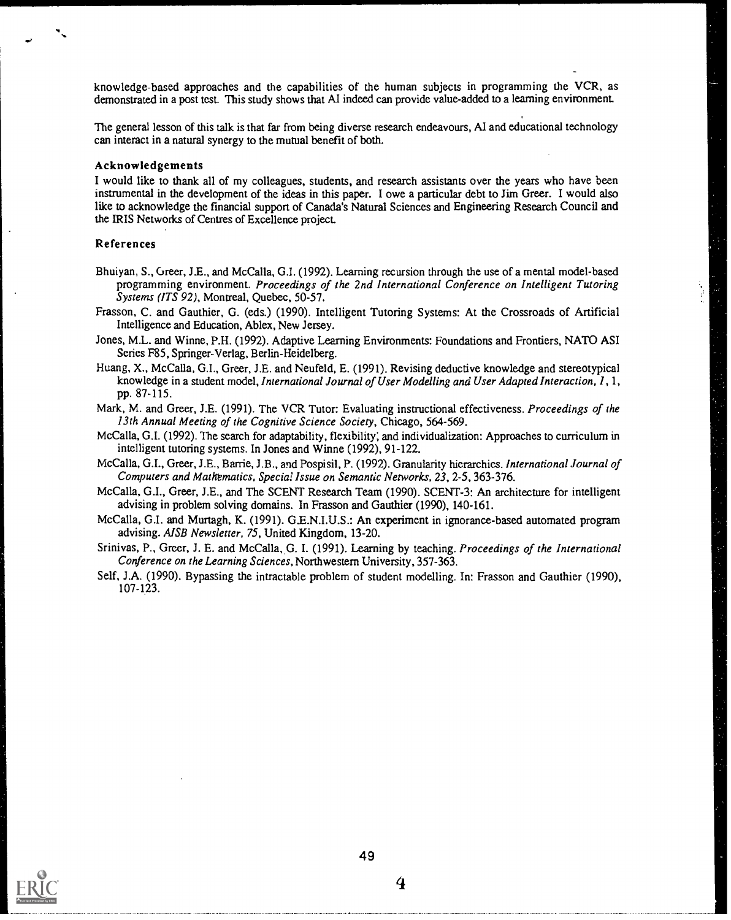knowledge-based approaches and the capabilities of the human subjects in programming the VCR, as demonstrated in a post test. This study shows that AI indeed can provide value-added to a learning environment.

The general lesson of this talk is that far from being diverse research endeavours, AI and educational technology can interact in a natural synergy to the mutual benefit of both.

### Acknowledgements

I would like to thank all of my colleagues, students, and research assistants over the years who have been instrumental in the development of the ideas in this paper. I owe a particular debt to Jim Greer. I would also like to acknowledge the financial support of Canada's Natural Sciences and Engineering Research Council and the IRIS Networks of Centres of Excellence project.

### References

Bhuiyan, S., Greer, J.E., and McCalla, G.I. (1992). Learning recursion through the use of a mental model-based programming environment. *Proceedings of the 2nd International Conference on Intelligent Tutoring Systems (ITS 92)*, Montreal, Quebec, 50-57.

Frasson, C. and Gauthier, G. (eds.) (1990). Intelligent Tutoring Systems: At the Crossroads of Artificial Intelligence and Education, Ablex, New Jersey.

Jones, M.L. and Winne, P.H. (1992). Adaptive Learning Environments: Foundations and Frontiers, NATO ASI Series F85, Springer-Verlag, Berlin-Heidelberg.

Huang, X., McCalla, G.I., Greer, J.E. and Neufeld, E. (1991). Revising deductive knowledge and stereotypical knowledge in a student model, *International Journal of User Modelling and User Adapted Interaction, 1*, 1, pp. 87-115.

Mark, M. and Greer, J.E. (1991). The VCR Tutor: Evaluating instructional effectiveness. *Proceedings of the 13th Annual Meeting of the Cognitive Science Society*, Chicago, 564-569.

McCalla, G.I. (1992). The search for adaptability, flexibility, and individualization: Approaches to curriculum in intelligent tutoring systems. In Jones and Winne (1992), 91-122.

McCalla, G.I., Greer, J.E., Barrie, J.B., and Pospisil, P. (1992). Granularity hierarchies. *International Journal of Computers and Mathematics, Special Issue on Semantic Networks, 23*, 2-5, 363-376.

McCalla, G.I., Greer, J.E., and The SCENT Research Team (1990). SCENT-3: An architecture for intelligent advising in problem solving domains. In Frasson and Gauthier (1990), 140-161.

McCalla, G.I. and Murtagh, K. (1991). G.E.N.I.U.S.: An experiment in ignorance-based automated program advising. *AISB Newsletter, 75*, United Kingdom, 13-20.

Srinivas, P., Greer, J. E. and McCalla, G. I. (1991). Learning by teaching. *Proceedings of the International Conference on the Learning Sciences*, Northwestern University, 357-363.

Self, J.A. (1990). Bypassing the intractable problem of student modelling. In: Frasson and Gauthier (1990), 107-123.